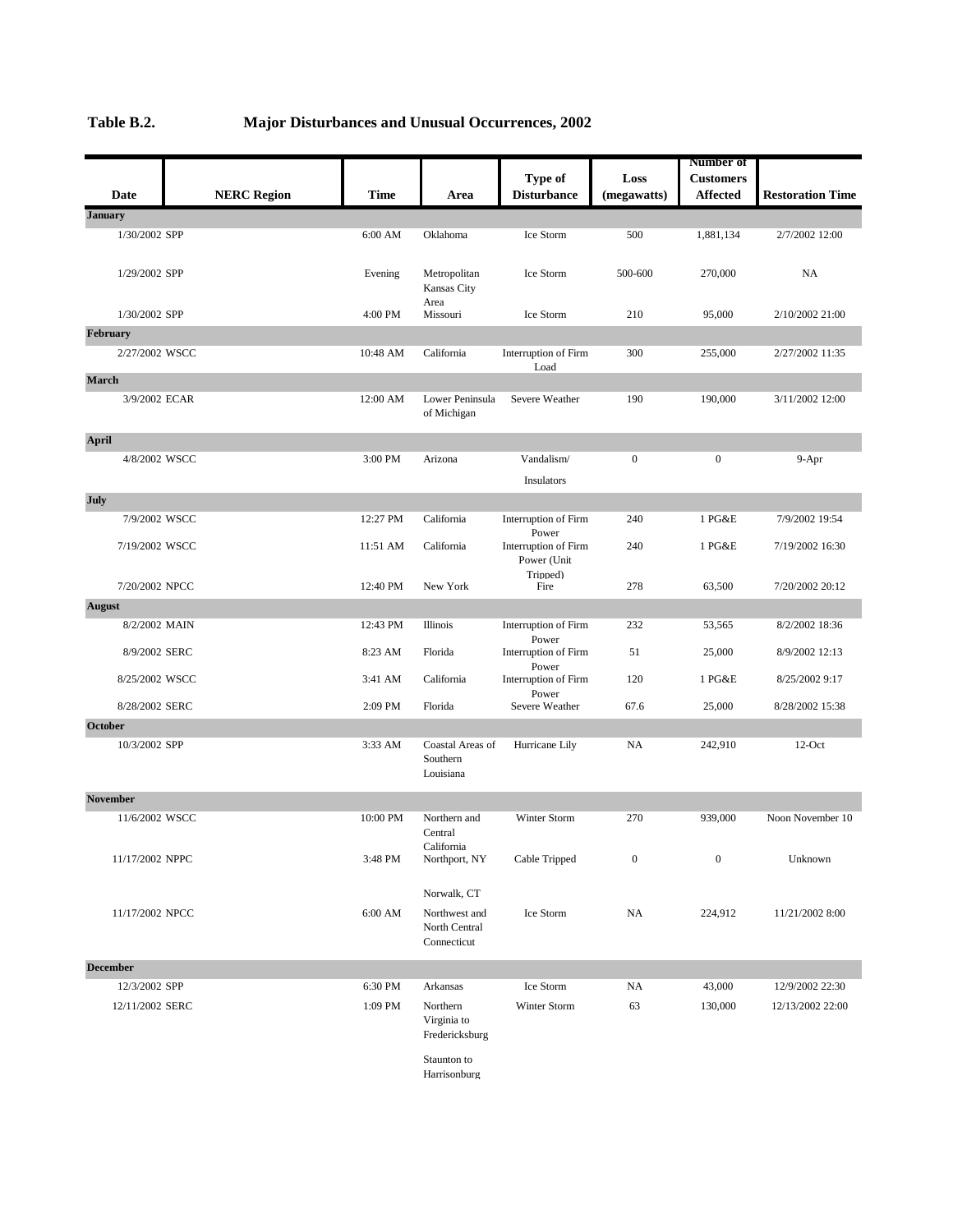## Table B.2. Major Disturbances and Unusual Occurrences, 2002

| Date | NERC Region | Time | Area | Type of Disturbance | Loss (megawatts) | Number of Customers Affected | Restoration Time |
|---|---|---|---|---|---|---|---|
| **January** | | | | | | | |
| 1/30/2002 | SPP | 6:00 AM | Oklahoma | Ice Storm | 500 | 1,881,134 | 2/7/2002 12:00 |
| 1/29/2002 | SPP | Evening | Metropolitan Kansas City Area | Ice Storm | 500-600 | 270,000 | NA |
| 1/30/2002 | SPP | 4:00 PM | Missouri | Ice Storm | 210 | 95,000 | 2/10/2002 21:00 |
| **February** | | | | | | | |
| 2/27/2002 | WSCC | 10:48 AM | California | Interruption of Firm Load | 300 | 255,000 | 2/27/2002 11:35 |
| **March** | | | | | | | |
| 3/9/2002 | ECAR | 12:00 AM | Lower Peninsula of Michigan | Severe Weather | 190 | 190,000 | 3/11/2002 12:00 |
| **April** | | | | | | | |
| 4/8/2002 | WSCC | 3:00 PM | Arizona | Vandalism/ Insulators | 0 | 0 | 9-Apr |
| **July** | | | | | | | |
| 7/9/2002 | WSCC | 12:27 PM | California | Interruption of Firm Power | 240 | 1 PG&E | 7/9/2002 19:54 |
| 7/19/2002 | WSCC | 11:51 AM | California | Interruption of Firm Power (Unit Tripped) | 240 | 1 PG&E | 7/19/2002 16:30 |
| 7/20/2002 | NPCC | 12:40 PM | New York | Fire | 278 | 63,500 | 7/20/2002 20:12 |
| **August** | | | | | | | |
| 8/2/2002 | MAIN | 12:43 PM | Illinois | Interruption of Firm Power | 232 | 53,565 | 8/2/2002 18:36 |
| 8/9/2002 | SERC | 8:23 AM | Florida | Interruption of Firm Power | 51 | 25,000 | 8/9/2002 12:13 |
| 8/25/2002 | WSCC | 3:41 AM | California | Interruption of Firm Power | 120 | 1 PG&E | 8/25/2002 9:17 |
| 8/28/2002 | SERC | 2:09 PM | Florida | Severe Weather | 67.6 | 25,000 | 8/28/2002 15:38 |
| **October** | | | | | | | |
| 10/3/2002 | SPP | 3:33 AM | Coastal Areas of Southern Louisiana | Hurricane Lily | NA | 242,910 | 12-Oct |
| **November** | | | | | | | |
| 11/6/2002 | WSCC | 10:00 PM | Northern and Central California | Winter Storm | 270 | 939,000 | Noon November 10 |
| 11/17/2002 | NPPC | 3:48 PM | Northport, NY Norwalk, CT | Cable Tripped | 0 | 0 | Unknown |
| 11/17/2002 | NPCC | 6:00 AM | Northwest and North Central Connecticut | Ice Storm | NA | 224,912 | 11/21/2002 8:00 |
| **December** | | | | | | | |
| 12/3/2002 | SPP | 6:30 PM | Arkansas | Ice Storm | NA | 43,000 | 12/9/2002 22:30 |
| 12/11/2002 | SERC | 1:09 PM | Northern Virginia to Fredericksburg Staunton to Harrisonburg | Winter Storm | 63 | 130,000 | 12/13/2002 22:00 |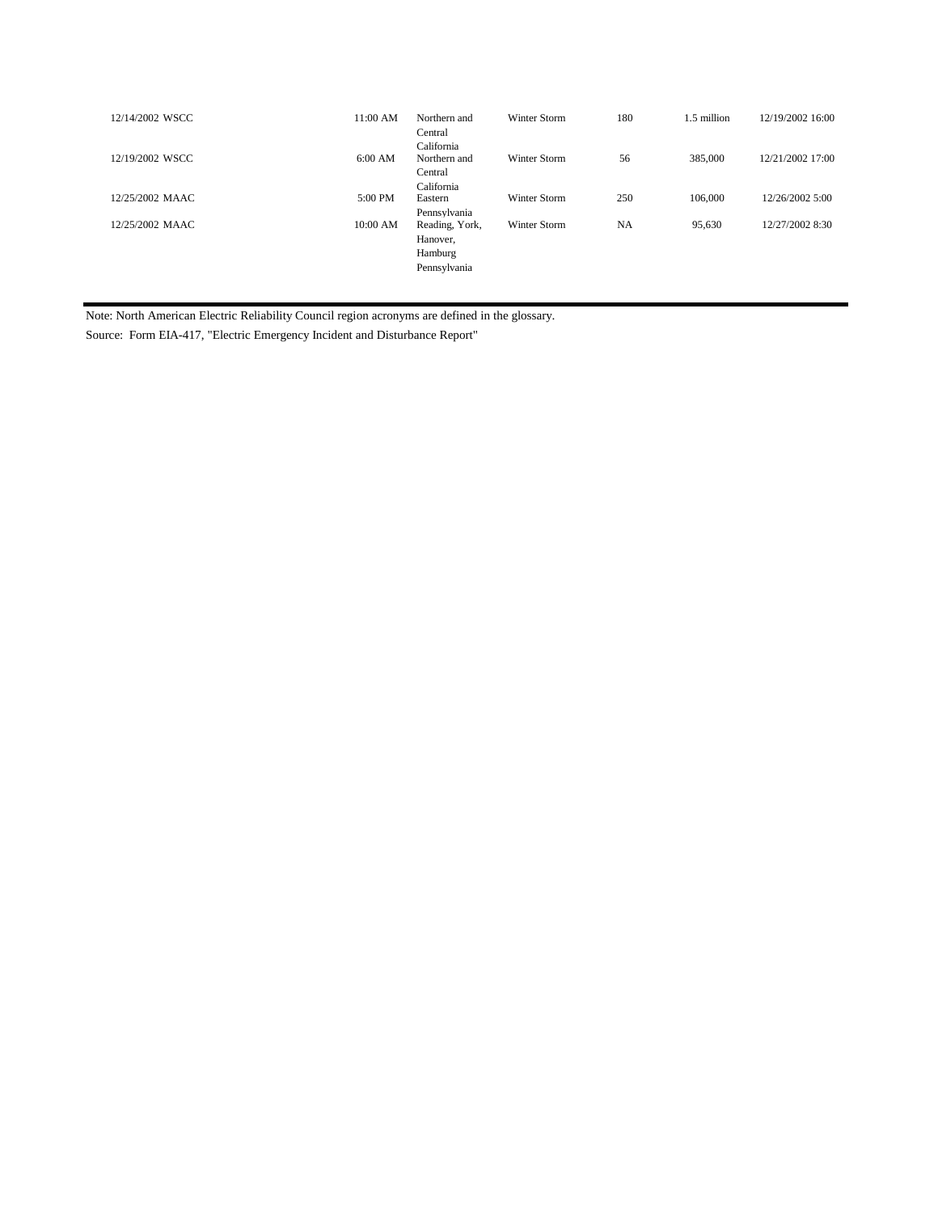| | | | | | | | |
|---|---|---|---|---|---|---|---|
| 12/14/2002 | WSCC | 11:00 AM | Northern and Central California | Winter Storm | 180 | 1.5 million | 12/19/2002 16:00 |
| 12/19/2002 | WSCC | 6:00 AM | Northern and Central California | Winter Storm | 56 | 385,000 | 12/21/2002 17:00 |
| 12/25/2002 | MAAC | 5:00 PM | Eastern Pennsylvania | Winter Storm | 250 | 106,000 | 12/26/2002 5:00 |
| 12/25/2002 | MAAC | 10:00 AM | Reading, York, Hanover, Hamburg Pennsylvania | Winter Storm | NA | 95,630 | 12/27/2002 8:30 |

Note: North American Electric Reliability Council region acronyms are defined in the glossary.

Source: Form EIA-417, "Electric Emergency Incident and Disturbance Report"